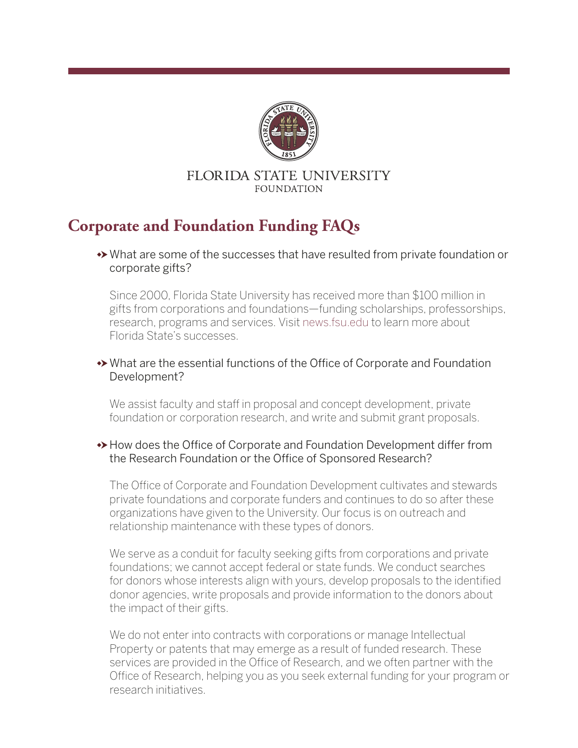FLORIDA STATE UNIVERSITY
FOUNDATION

# Corporate and Foundation Funding FAQs

- What are some of the successes that have resulted from private foundation or corporate gifts?

  Since 2000, Florida State University has received more than $100 million in gifts from corporations and foundations—funding scholarships, professorships, research, programs and services. Visit news.fsu.edu to learn more about Florida State's successes.

- What are the essential functions of the Office of Corporate and Foundation Development?

  We assist faculty and staff in proposal and concept development, private foundation or corporation research, and write and submit grant proposals.

- How does the Office of Corporate and Foundation Development differ from the Research Foundation or the Office of Sponsored Research?

  The Office of Corporate and Foundation Development cultivates and stewards private foundations and corporate funders and continues to do so after these organizations have given to the University. Our focus is on outreach and relationship maintenance with these types of donors.

  We serve as a conduit for faculty seeking gifts from corporations and private foundations; we cannot accept federal or state funds. We conduct searches for donors whose interests align with yours, develop proposals to the identified donor agencies, write proposals and provide information to the donors about the impact of their gifts.

  We do not enter into contracts with corporations or manage Intellectual Property or patents that may emerge as a result of funded research. These services are provided in the Office of Research, and we often partner with the Office of Research, helping you as you seek external funding for your program or research initiatives.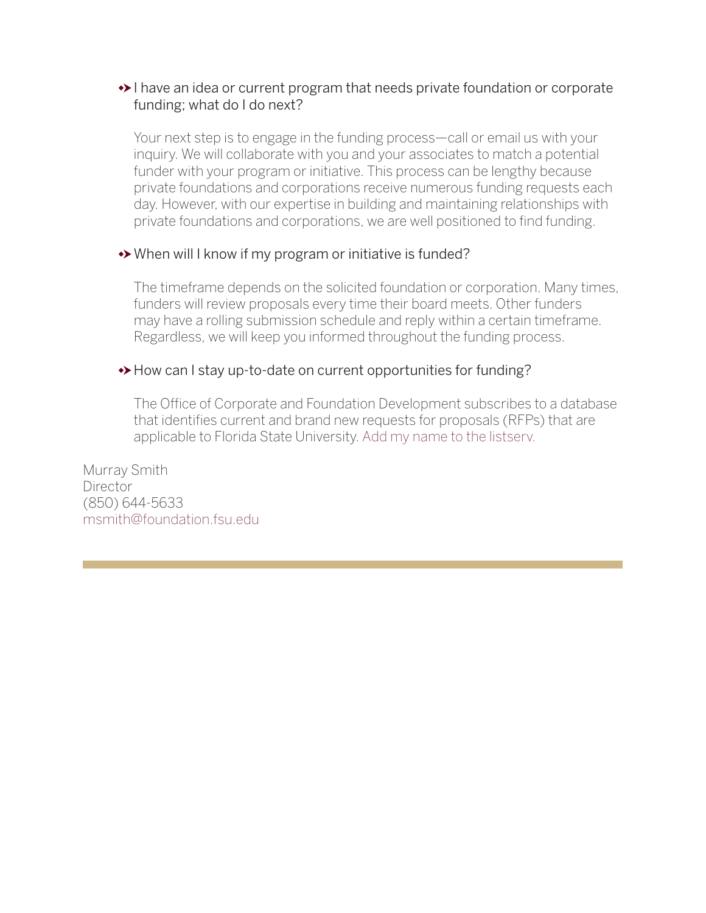- I have an idea or current program that needs private foundation or corporate funding; what do I do next?

  Your next step is to engage in the funding process—call or email us with your inquiry. We will collaborate with you and your associates to match a potential funder with your program or initiative. This process can be lengthy because private foundations and corporations receive numerous funding requests each day. However, with our expertise in building and maintaining relationships with private foundations and corporations, we are well positioned to find funding.

- When will I know if my program or initiative is funded?

  The timeframe depends on the solicited foundation or corporation. Many times, funders will review proposals every time their board meets. Other funders may have a rolling submission schedule and reply within a certain timeframe. Regardless, we will keep you informed throughout the funding process.

- How can I stay up-to-date on current opportunities for funding?

  The Office of Corporate and Foundation Development subscribes to a database that identifies current and brand new requests for proposals (RFPs) that are applicable to Florida State University. Add my name to the listserv.

Murray Smith
Director
(850) 644-5633
msmith@foundation.fsu.edu